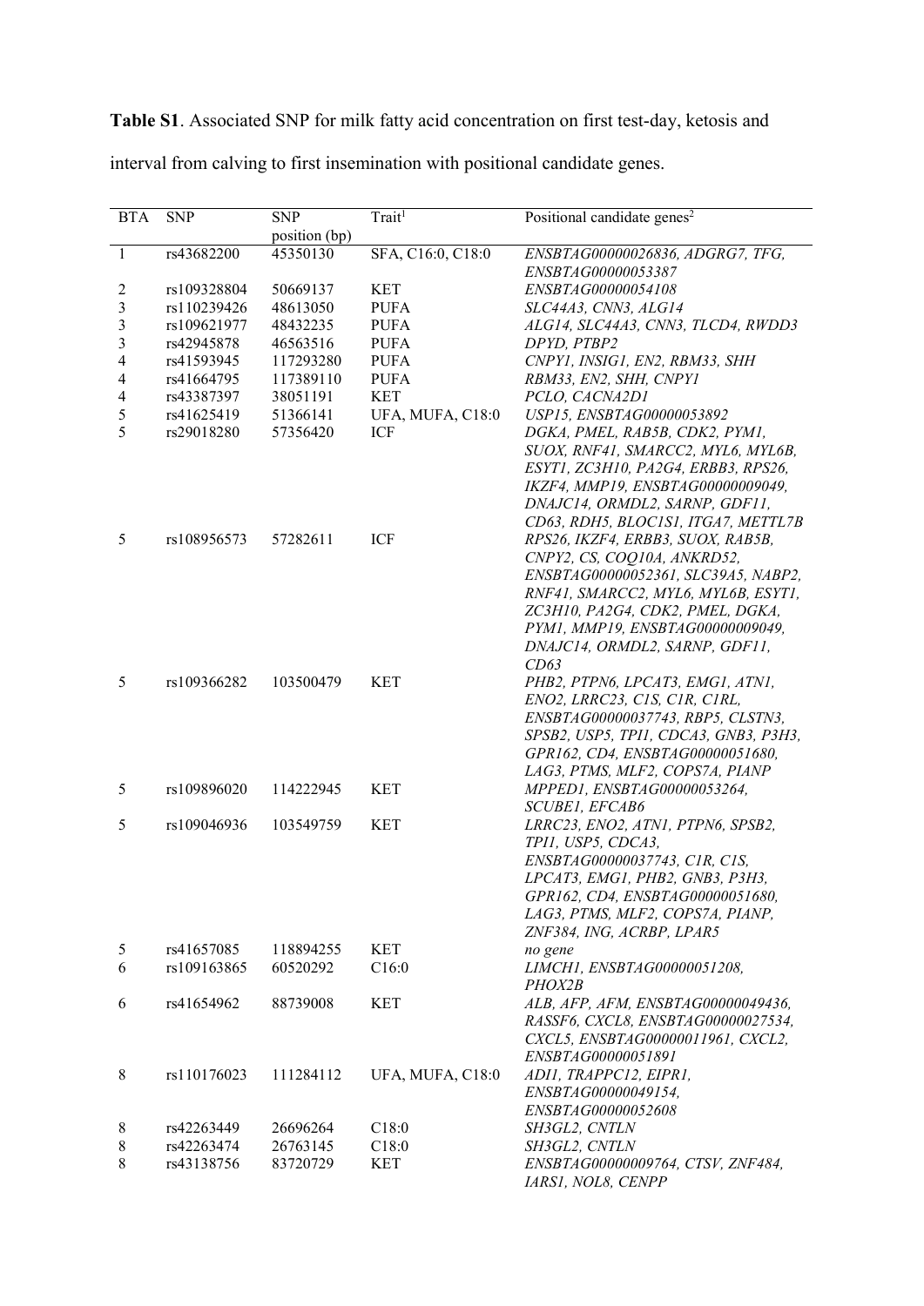**Table S1**. Associated SNP for milk fatty acid concentration on first test-day, ketosis and interval from calving to first insemination with positional candidate genes.

| BTA | SNP | SNP position (bp) | Trait[1] | Positional candidate genes[2] |
|---|---|---|---|---|
| 1 | rs43682200 | 45350130 | SFA, C16:0, C18:0 | *ENSBTAG00000026836, ADGRG7, TFG, ENSBTAG00000053387* |
| 2 | rs109328804 | 50669137 | KET | *ENSBTAG00000054108* |
| 3 | rs110239426 | 48613050 | PUFA | *SLC44A3, CNN3, ALG14* |
| 3 | rs109621977 | 48432235 | PUFA | *ALG14, SLC44A3, CNN3, TLCD4, RWDD3* |
| 3 | rs42945878 | 46563516 | PUFA | *DPYD, PTBP2* |
| 4 | rs41593945 | 117293280 | PUFA | *CNPY1, INSIG1, EN2, RBM33, SHH* |
| 4 | rs41664795 | 117389110 | PUFA | *RBM33, EN2, SHH, CNPY1* |
| 4 | rs43387397 | 38051191 | KET | *PCLO, CACNA2D1* |
| 5 | rs41625419 | 51366141 | UFA, MUFA, C18:0 | *USP15, ENSBTAG00000053892* |
| 5 | rs29018280 | 57356420 | ICF | *DGKA, PMEL, RAB5B, CDK2, PYM1, SUOX, RNF41, SMARCC2, MYL6, MYL6B, ESYT1, ZC3H10, PA2G4, ERBB3, RPS26, IKZF4, MMP19, ENSBTAG00000009049, DNAJC14, ORMDL2, SARNP, GDF11, CD63, RDH5, BLOC1S1, ITGA7, METTL7B* |
| 5 | rs108956573 | 57282611 | ICF | *RPS26, IKZF4, ERBB3, SUOX, RAB5B, CNPY2, CS, COQ10A, ANKRD52, ENSBTAG00000052361, SLC39A5, NABP2, RNF41, SMARCC2, MYL6, MYL6B, ESYT1, ZC3H10, PA2G4, CDK2, PMEL, DGKA, PYM1, MMP19, ENSBTAG00000009049, DNAJC14, ORMDL2, SARNP, GDF11, CD63* |
| 5 | rs109366282 | 103500479 | KET | *PHB2, PTPN6, LPCAT3, EMG1, ATN1, ENO2, LRRC23, C1S, C1R, C1RL, ENSBTAG00000037743, RBP5, CLSTN3, SPSB2, USP5, TPI1, CDCA3, GNB3, P3H3, GPR162, CD4, ENSBTAG00000051680, LAG3, PTMS, MLF2, COPS7A, PIANP* |
| 5 | rs109896020 | 114222945 | KET | *MPPED1, ENSBTAG00000053264, SCUBE1, EFCAB6* |
| 5 | rs109046936 | 103549759 | KET | *LRRC23, ENO2, ATN1, PTPN6, SPSB2, TPI1, USP5, CDCA3, ENSBTAG00000037743, C1R, C1S, LPCAT3, EMG1, PHB2, GNB3, P3H3, GPR162, CD4, ENSBTAG00000051680, LAG3, PTMS, MLF2, COPS7A, PIANP, ZNF384, ING, ACRBP, LPAR5* |
| 5 | rs41657085 | 118894255 | KET | *no gene* |
| 6 | rs109163865 | 60520292 | C16:0 | *LIMCH1, ENSBTAG00000051208, PHOX2B* |
| 6 | rs41654962 | 88739008 | KET | *ALB, AFP, AFM, ENSBTAG00000049436, RASSF6, CXCL8, ENSBTAG00000027534, CXCL5, ENSBTAG00000011961, CXCL2, ENSBTAG00000051891* |
| 8 | rs110176023 | 111284112 | UFA, MUFA, C18:0 | *ADI1, TRAPPC12, EIPR1, ENSBTAG00000049154, ENSBTAG00000052608* |
| 8 | rs42263449 | 26696264 | C18:0 | *SH3GL2, CNTLN* |
| 8 | rs42263474 | 26763145 | C18:0 | *SH3GL2, CNTLN* |
| 8 | rs43138756 | 83720729 | KET | *ENSBTAG00000009764, CTSV, ZNF484, IARS1, NOL8, CENPP* |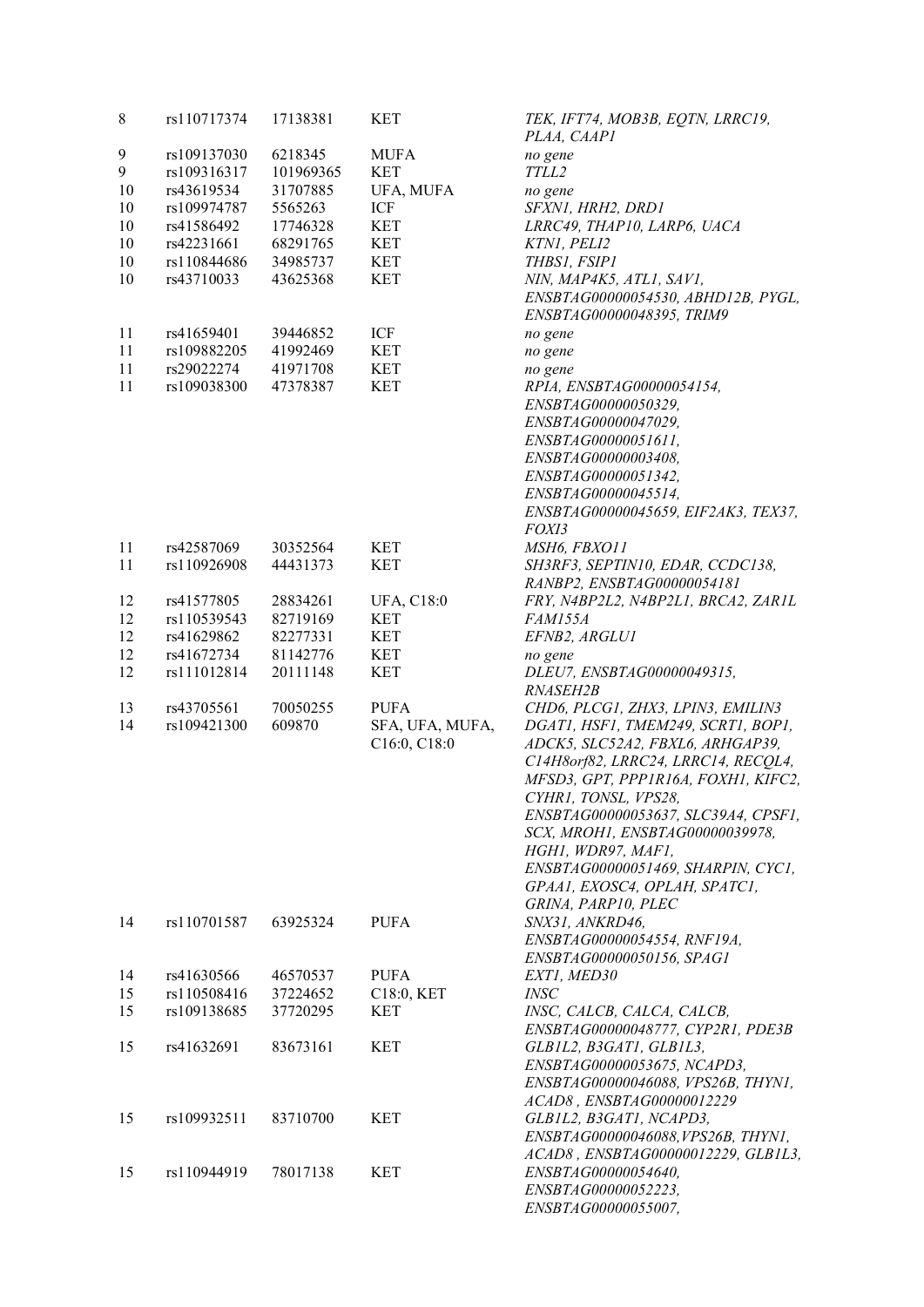| | | | | |
|---|---|---|---|---|
| 8 | rs110717374 | 17138381 | KET | *TEK, IFT74, MOB3B, EQTN, LRRC19, PLAA, CAAP1* |
| 9 | rs109137030 | 6218345 | MUFA | *no gene* |
| 9 | rs109316317 | 101969365 | KET | *TTLL2* |
| 10 | rs43619534 | 31707885 | UFA, MUFA | *no gene* |
| 10 | rs109974787 | 5565263 | ICF | *SFXN1, HRH2, DRD1* |
| 10 | rs41586492 | 17746328 | KET | *LRRC49, THAP10, LARP6, UACA* |
| 10 | rs42231661 | 68291765 | KET | *KTN1, PELI2* |
| 10 | rs110844686 | 34985737 | KET | *THBS1, FSIP1* |
| 10 | rs43710033 | 43625368 | KET | *NIN, MAP4K5, ATL1, SAV1, ENSBTAG00000054530, ABHD12B, PYGL, ENSBTAG00000048395, TRIM9* |
| 11 | rs41659401 | 39446852 | ICF | *no gene* |
| 11 | rs109882205 | 41992469 | KET | *no gene* |
| 11 | rs29022274 | 41971708 | KET | *no gene* |
| 11 | rs109038300 | 47378387 | KET | *RPIA, ENSBTAG00000054154, ENSBTAG00000050329, ENSBTAG00000047029, ENSBTAG00000051611, ENSBTAG00000003408, ENSBTAG00000051342, ENSBTAG00000045514, ENSBTAG00000045659, EIF2AK3, TEX37, FOXI3* |
| 11 | rs42587069 | 30352564 | KET | *MSH6, FBXO11* |
| 11 | rs110926908 | 44431373 | KET | *SH3RF3, SEPTIN10, EDAR, CCDC138, RANBP2, ENSBTAG00000054181* |
| 12 | rs41577805 | 28834261 | UFA, C18:0 | *FRY, N4BP2L2, N4BP2L1, BRCA2, ZAR1L* |
| 12 | rs110539543 | 82719169 | KET | *FAM155A* |
| 12 | rs41629862 | 82277331 | KET | *EFNB2, ARGLU1* |
| 12 | rs41672734 | 81142776 | KET | *no gene* |
| 12 | rs111012814 | 20111148 | KET | *DLEU7, ENSBTAG00000049315, RNASEH2B* |
| 13 | rs43705561 | 70050255 | PUFA | *CHD6, PLCG1, ZHX3, LPIN3, EMILIN3* |
| 14 | rs109421300 | 609870 | SFA, UFA, MUFA, C16:0, C18:0 | *DGAT1, HSF1, TMEM249, SCRT1, BOP1, ADCK5, SLC52A2, FBXL6, ARHGAP39, C14H8orf82, LRRC24, LRRC14, RECQL4, MFSD3, GPT, PPP1R16A, FOXH1, KIFC2, CYHR1, TONSL, VPS28, ENSBTAG00000053637, SLC39A4, CPSF1, SCX, MROH1, ENSBTAG00000039978, HGH1, WDR97, MAF1, ENSBTAG00000051469, SHARPIN, CYC1, GPAA1, EXOSC4, OPLAH, SPATC1, GRINA, PARP10, PLEC* |
| 14 | rs110701587 | 63925324 | PUFA | *SNX31, ANKRD46, ENSBTAG00000054554, RNF19A, ENSBTAG00000050156, SPAG1* |
| 14 | rs41630566 | 46570537 | PUFA | *EXT1, MED30* |
| 15 | rs110508416 | 37224652 | C18:0, KET | *INSC* |
| 15 | rs109138685 | 37720295 | KET | *INSC, CALCB, CALCA, CALCB, ENSBTAG00000048777, CYP2R1, PDE3B* |
| 15 | rs41632691 | 83673161 | KET | *GLB1L2, B3GAT1, GLB1L3, ENSBTAG00000053675, NCAPD3, ENSBTAG00000046088, VPS26B, THYN1, ACAD8 , ENSBTAG00000012229* |
| 15 | rs109932511 | 83710700 | KET | *GLB1L2, B3GAT1, NCAPD3, ENSBTAG00000046088,VPS26B, THYN1, ACAD8 , ENSBTAG00000012229, GLB1L3,* |
| 15 | rs110944919 | 78017138 | KET | *ENSBTAG00000054640, ENSBTAG00000052223, ENSBTAG00000055007,* |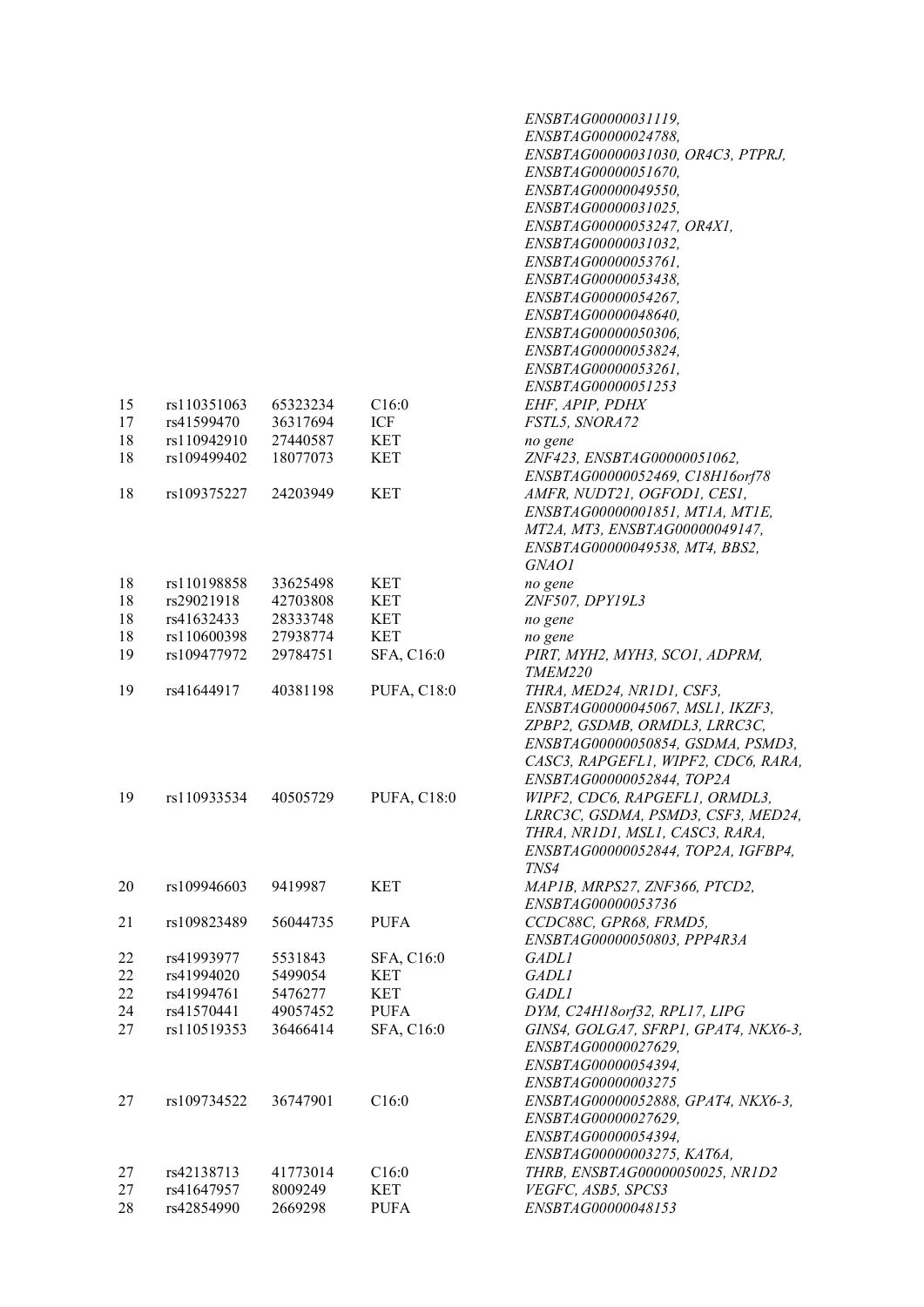| | | | | |
|---|---|---|---|---|
| | | | | *ENSBTAG00000031119, ENSBTAG00000024788, ENSBTAG00000031030, OR4C3, PTPRJ, ENSBTAG00000051670, ENSBTAG00000049550, ENSBTAG00000031025, ENSBTAG00000053247, OR4X1, ENSBTAG00000031032, ENSBTAG00000053761, ENSBTAG00000053438, ENSBTAG00000054267, ENSBTAG00000048640, ENSBTAG00000050306, ENSBTAG00000053824, ENSBTAG00000053261, ENSBTAG00000051253* |
| 15 | rs110351063 | 65323234 | C16:0 | *EHF, APIP, PDHX* |
| 17 | rs41599470 | 36317694 | ICF | *FSTL5, SNORA72* |
| 18 | rs110942910 | 27440587 | KET | *no gene* |
| 18 | rs109499402 | 18077073 | KET | *ZNF423, ENSBTAG00000051062, ENSBTAG00000052469, C18H16orf78* |
| 18 | rs109375227 | 24203949 | KET | *AMFR, NUDT21, OGFOD1, CES1, ENSBTAG00000001851, MT1A, MT1E, MT2A, MT3, ENSBTAG00000049147, ENSBTAG00000049538, MT4, BBS2, GNAO1* |
| 18 | rs110198858 | 33625498 | KET | *no gene* |
| 18 | rs29021918 | 42703808 | KET | *ZNF507, DPY19L3* |
| 18 | rs41632433 | 28333748 | KET | *no gene* |
| 18 | rs110600398 | 27938774 | KET | *no gene* |
| 19 | rs109477972 | 29784751 | SFA, C16:0 | *PIRT, MYH2, MYH3, SCO1, ADPRM, TMEM220* |
| 19 | rs41644917 | 40381198 | PUFA, C18:0 | *THRA, MED24, NR1D1, CSF3, ENSBTAG00000045067, MSL1, IKZF3, ZPBP2, GSDMB, ORMDL3, LRRC3C, ENSBTAG00000050854, GSDMA, PSMD3, CASC3, RAPGEFL1, WIPF2, CDC6, RARA, ENSBTAG00000052844, TOP2A* |
| 19 | rs110933534 | 40505729 | PUFA, C18:0 | *WIPF2, CDC6, RAPGEFL1, ORMDL3, LRRC3C, GSDMA, PSMD3, CSF3, MED24, THRA, NR1D1, MSL1, CASC3, RARA, ENSBTAG00000052844, TOP2A, IGFBP4, TNS4* |
| 20 | rs109946603 | 9419987 | KET | *MAP1B, MRPS27, ZNF366, PTCD2, ENSBTAG00000053736* |
| 21 | rs109823489 | 56044735 | PUFA | *CCDC88C, GPR68, FRMD5, ENSBTAG00000050803, PPP4R3A* |
| 22 | rs41993977 | 5531843 | SFA, C16:0 | *GADL1* |
| 22 | rs41994020 | 5499054 | KET | *GADL1* |
| 22 | rs41994761 | 5476277 | KET | *GADL1* |
| 24 | rs41570441 | 49057452 | PUFA | *DYM, C24H18orf32, RPL17, LIPG* |
| 27 | rs110519353 | 36466414 | SFA, C16:0 | *GINS4, GOLGA7, SFRP1, GPAT4, NKX6-3, ENSBTAG00000027629, ENSBTAG00000054394, ENSBTAG00000003275* |
| 27 | rs109734522 | 36747901 | C16:0 | *ENSBTAG00000052888, GPAT4, NKX6-3, ENSBTAG00000027629, ENSBTAG00000054394, ENSBTAG00000003275, KAT6A,* |
| 27 | rs42138713 | 41773014 | C16:0 | *THRB, ENSBTAG00000050025, NR1D2* |
| 27 | rs41647957 | 8009249 | KET | *VEGFC, ASB5, SPCS3* |
| 28 | rs42854990 | 2669298 | PUFA | *ENSBTAG00000048153* |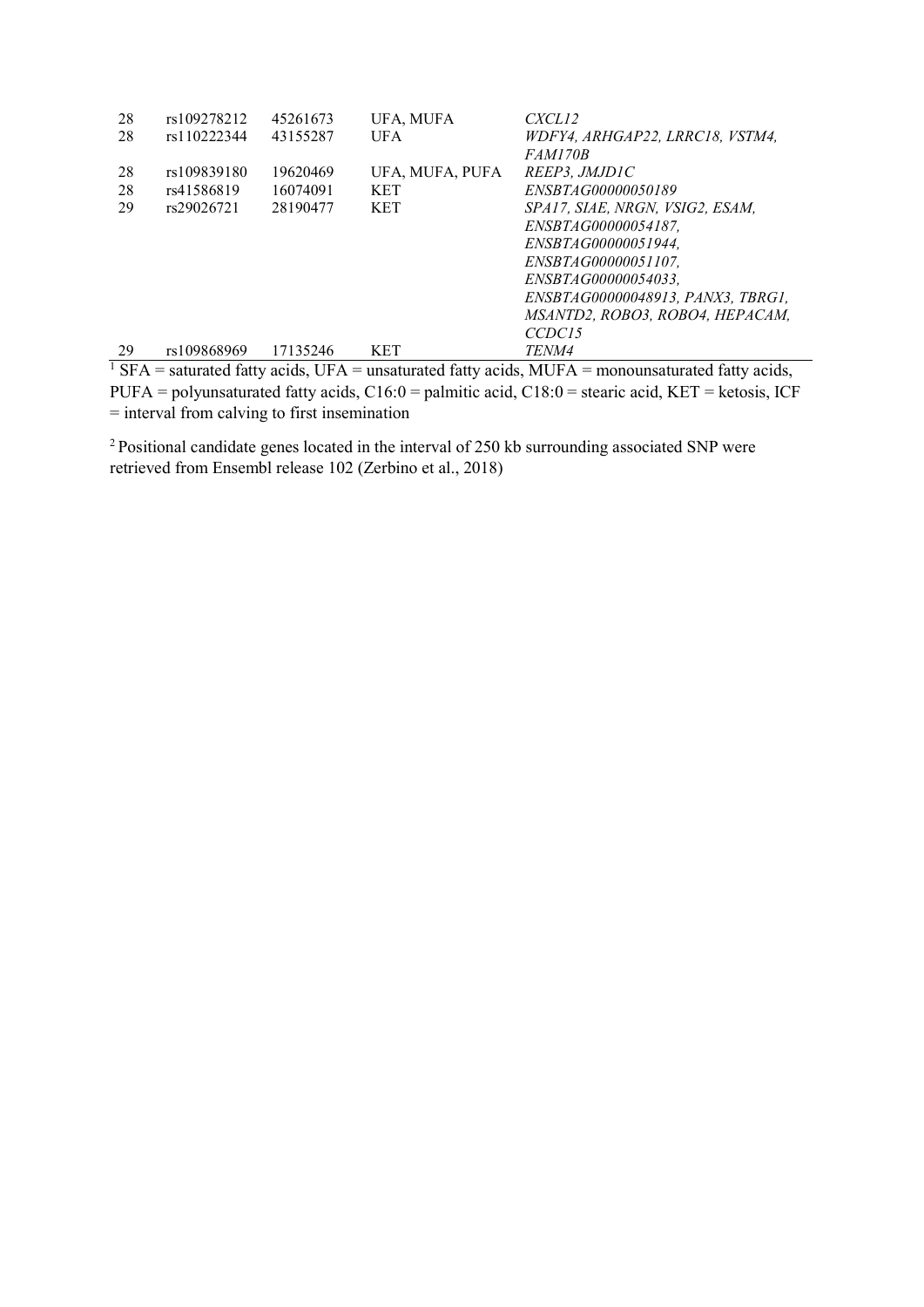| | | | | |
|---|---|---|---|---|
| 28 | rs109278212 | 45261673 | UFA, MUFA | *CXCL12* |
| 28 | rs110222344 | 43155287 | UFA | *WDFY4, ARHGAP22, LRRC18, VSTM4, FAM170B* |
| 28 | rs109839180 | 19620469 | UFA, MUFA, PUFA | *REEP3, JMJD1C* |
| 28 | rs41586819 | 16074091 | KET | *ENSBTAG00000050189* |
| 29 | rs29026721 | 28190477 | KET | *SPA17, SIAE, NRGN, VSIG2, ESAM, ENSBTAG00000054187, ENSBTAG00000051944, ENSBTAG00000051107, ENSBTAG00000054033, ENSBTAG00000048913, PANX3, TBRG1, MSANTD2, ROBO3, ROBO4, HEPACAM, CCDC15* |
| 29 | rs109868969 | 17135246 | KET | *TENM4* |

[1] SFA = saturated fatty acids, UFA = unsaturated fatty acids, MUFA = monounsaturated fatty acids, PUFA = polyunsaturated fatty acids, C16:0 = palmitic acid, C18:0 = stearic acid, KET = ketosis, ICF = interval from calving to first insemination

[2] Positional candidate genes located in the interval of 250 kb surrounding associated SNP were retrieved from Ensembl release 102 (Zerbino et al., 2018)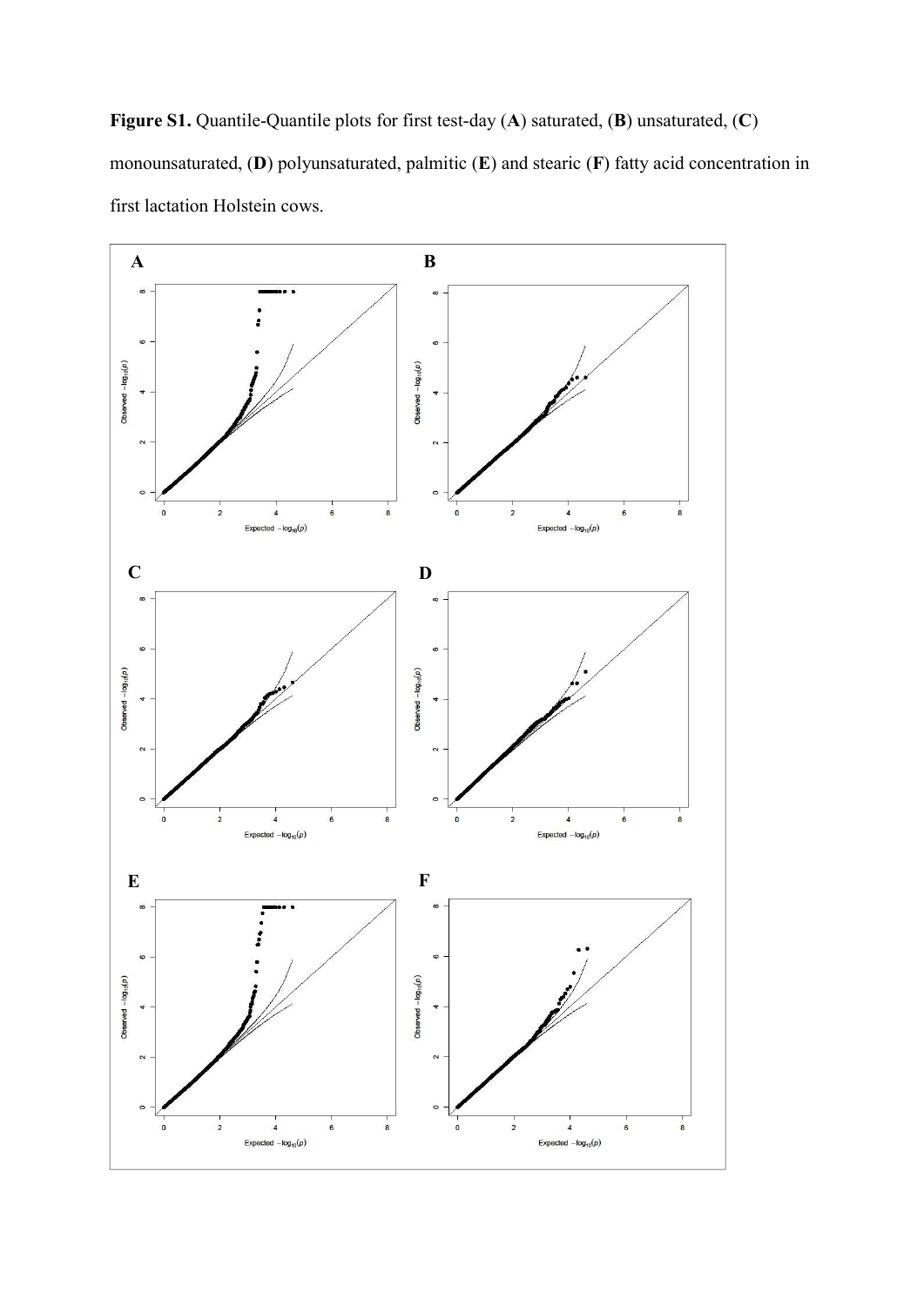**Figure S1.** Quantile-Quantile plots for first test-day (**A**) saturated, (**B**) unsaturated, (**C**) monounsaturated, (**D**) polyunsaturated, palmitic (**E**) and stearic (**F**) fatty acid concentration in first lactation Holstein cows.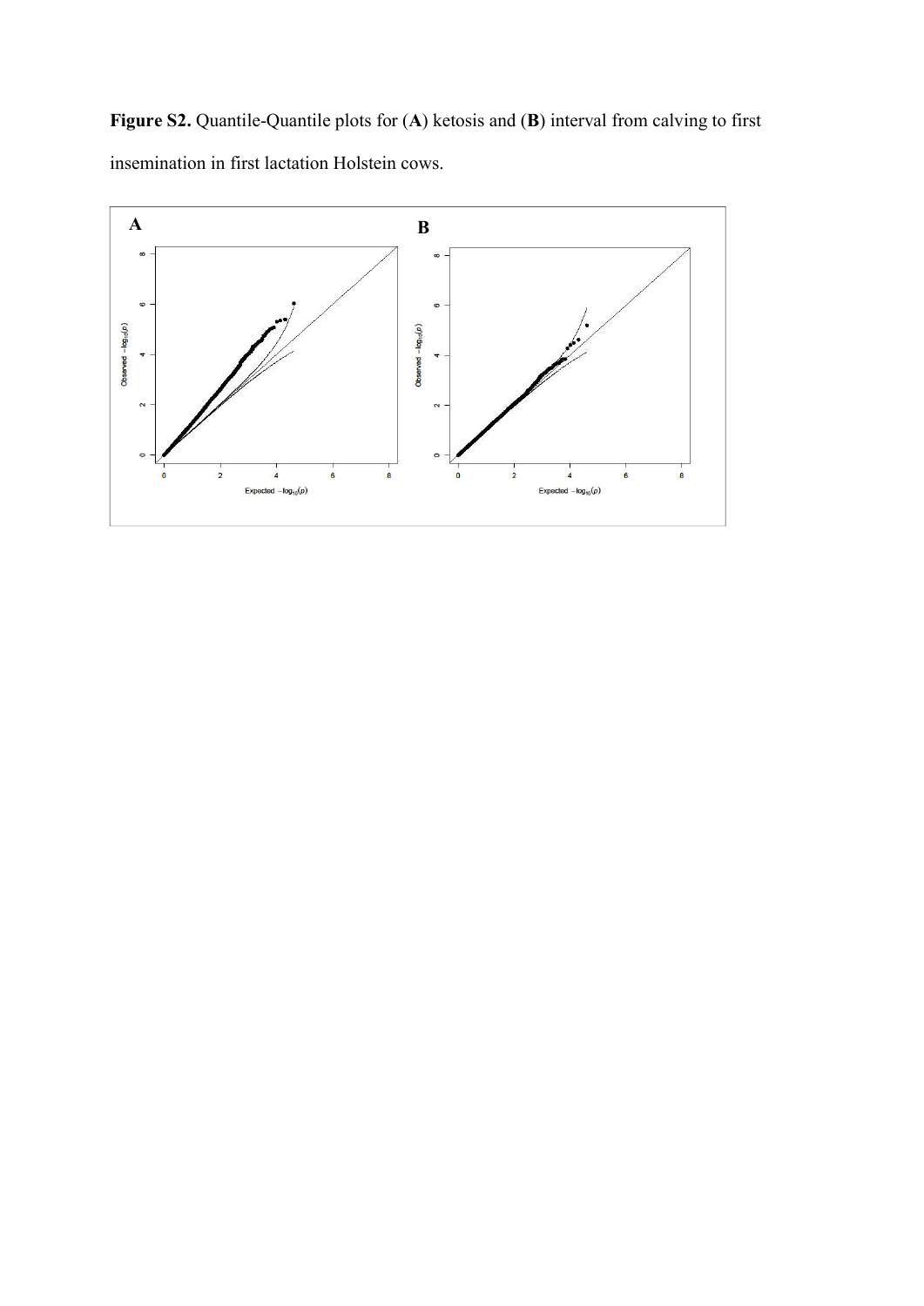**Figure S2.** Quantile-Quantile plots for (**A**) ketosis and (**B**) interval from calving to first insemination in first lactation Holstein cows.

**A**

Observed $-\log_{10}(p)$

0
2
4
6
8

Expected $-\log_{10}(p)$

0
2
4
6
8

**B**

Observed $-\log_{10}(p)$

0
2
4
6
8

Expected $-\log_{10}(p)$

0
2
4
6
8